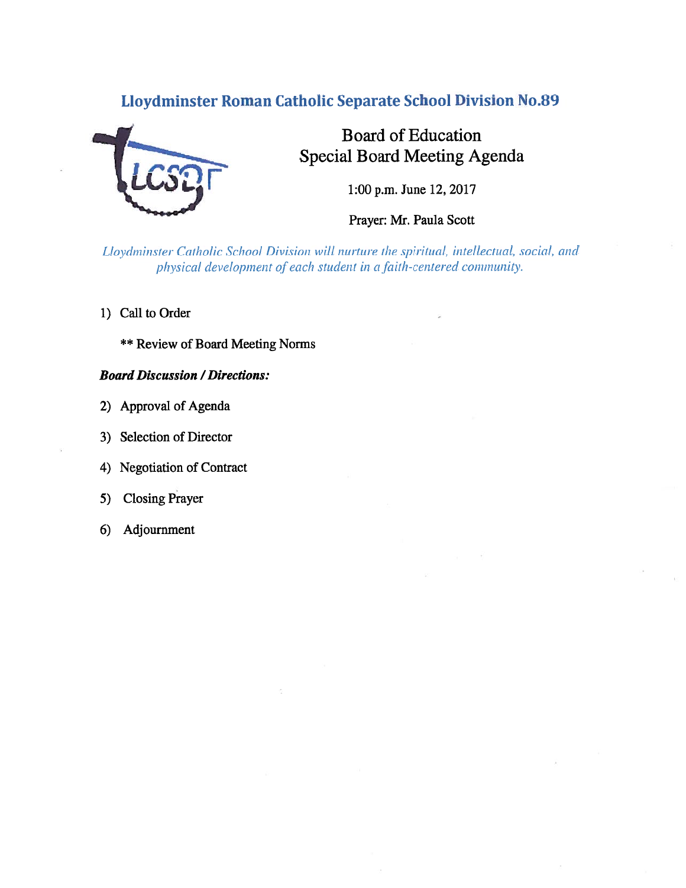# Lloydminster Roman Catholic Separate School Division No.89

## Board of Education
## Special Board Meeting Agenda

1:00 p.m. June 12, 2017

Prayer: Mr. Paula Scott

*Lloydminster Catholic School Division will nurture the spiritual, intellectual, social, and physical development of each student in a faith-centered community.*

1) Call to Order

   ** Review of Board Meeting Norms

***Board Discussion / Directions:***

2) Approval of Agenda
3) Selection of Director
4) Negotiation of Contract
5) Closing Prayer
6) Adjournment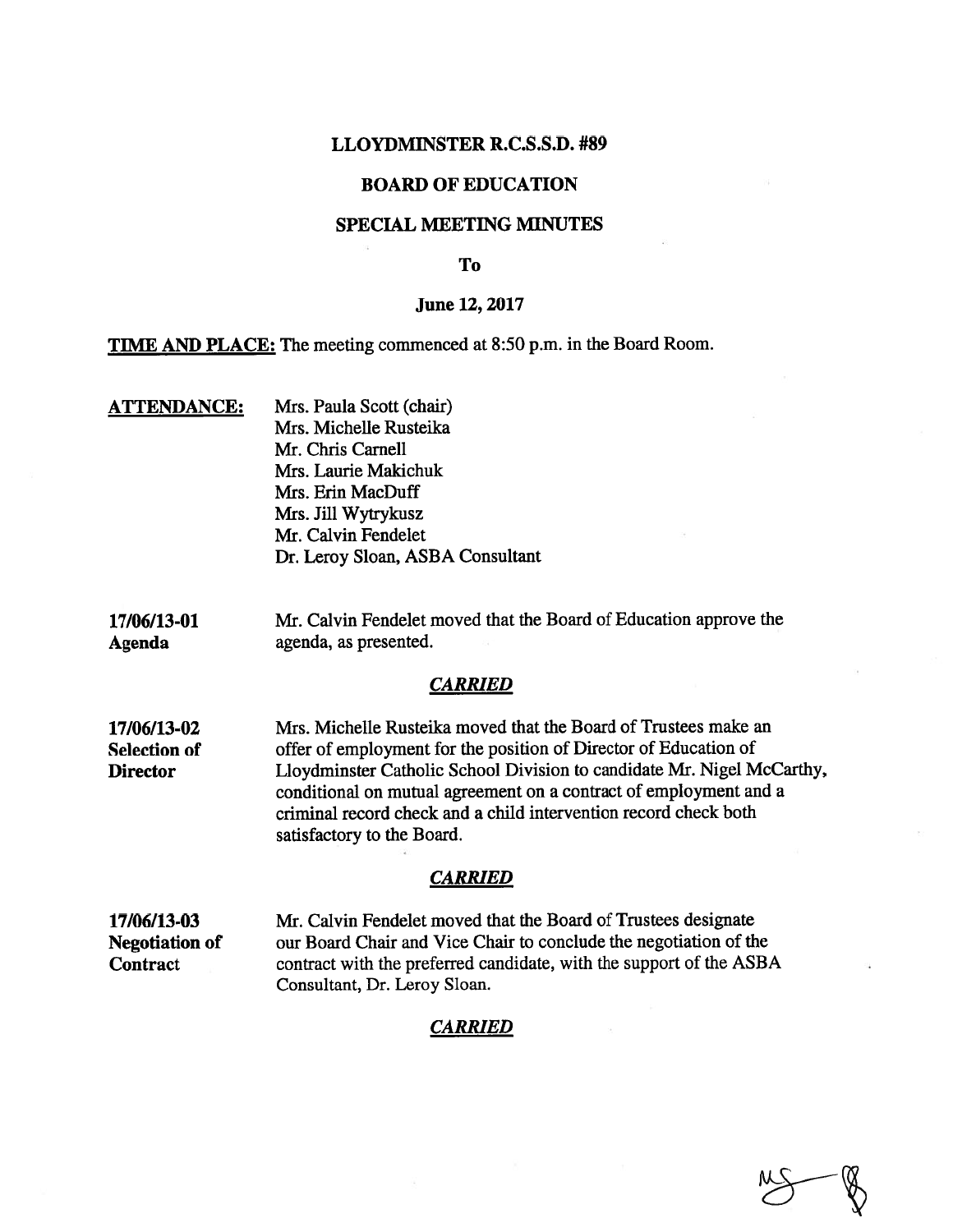# LLOYDMINSTER R.C.S.S.D. #89

## BOARD OF EDUCATION

## SPECIAL MEETING MINUTES

**To**

**June 12, 2017**

**TIME AND PLACE:** The meeting commenced at 8:50 p.m. in the Board Room.

**ATTENDANCE:**
Mrs. Paula Scott (chair)
Mrs. Michelle Rusteika
Mr. Chris Carnell
Mrs. Laurie Makichuk
Mrs. Erin MacDuff
Mrs. Jill Wytrykusz
Mr. Calvin Fendelet
Dr. Leroy Sloan, ASBA Consultant

**17/06/13-01**
**Agenda**

Mr. Calvin Fendelet moved that the Board of Education approve the agenda, as presented.

***CARRIED***

**17/06/13-02**
**Selection of Director**

Mrs. Michelle Rusteika moved that the Board of Trustees make an offer of employment for the position of Director of Education of Lloydminster Catholic School Division to candidate Mr. Nigel McCarthy, conditional on mutual agreement on a contract of employment and a criminal record check and a child intervention record check both satisfactory to the Board.

***CARRIED***

**17/06/13-03**
**Negotiation of Contract**

Mr. Calvin Fendelet moved that the Board of Trustees designate our Board Chair and Vice Chair to conclude the negotiation of the contract with the preferred candidate, with the support of the ASBA Consultant, Dr. Leroy Sloan.

***CARRIED***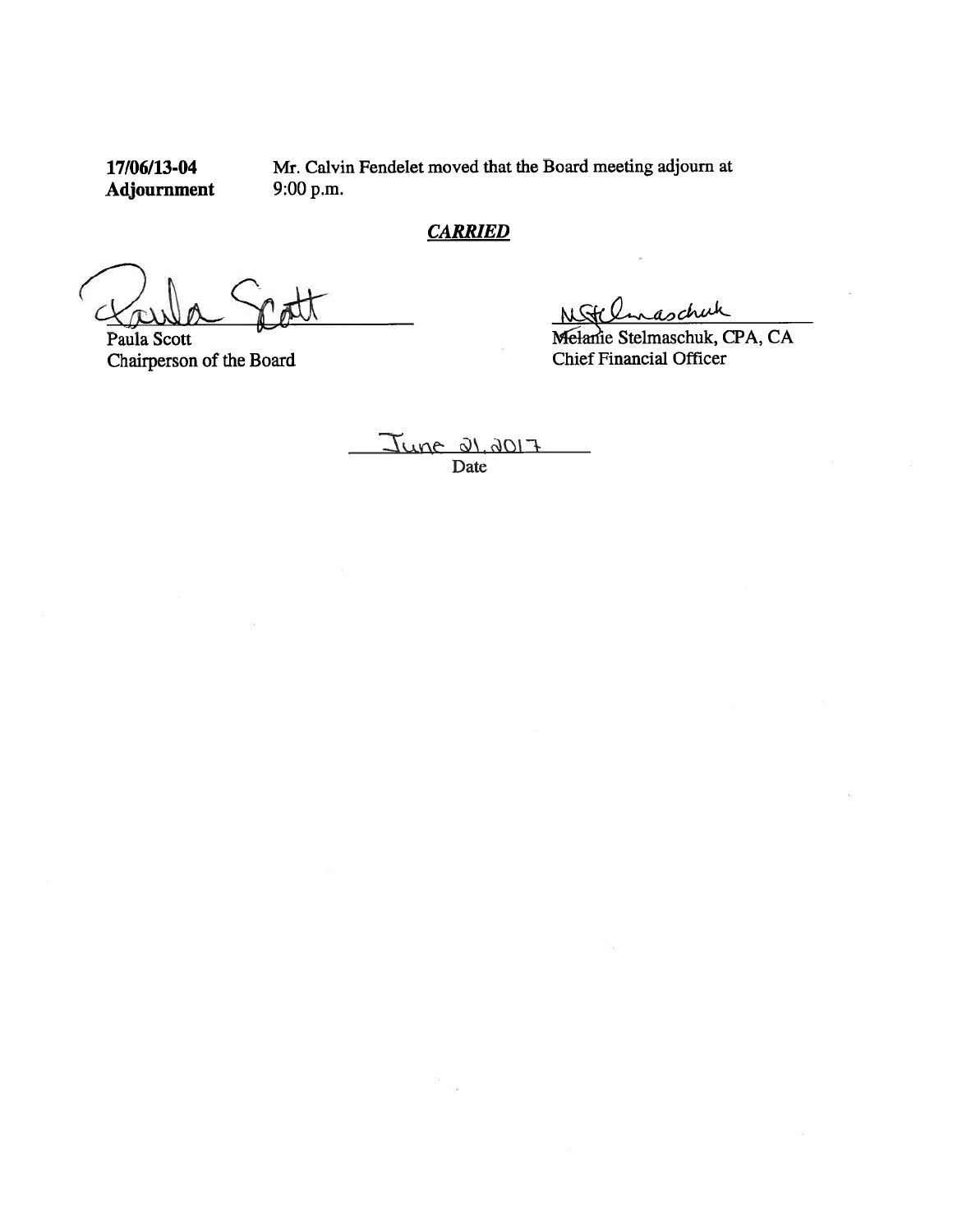**17/06/13-04**
**Adjournment**

Mr. Calvin Fendelet moved that the Board meeting adjourn at 9:00 p.m.

***CARRIED***

Paula Scott
Chairperson of the Board

Melanie Stelmaschuk, CPA, CA
Chief Financial Officer

June 21, 2017
Date